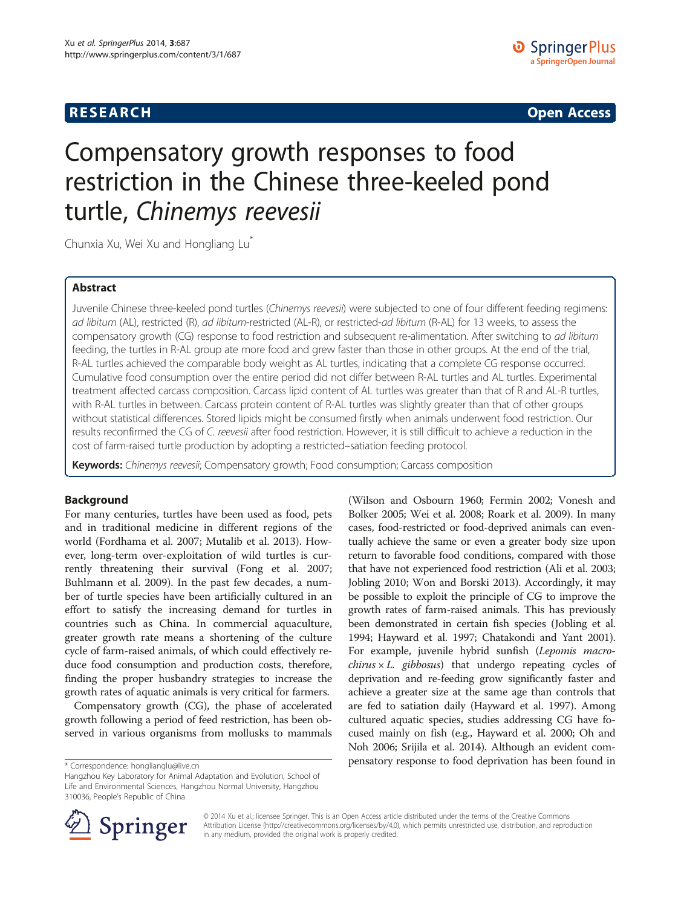# Compensatory growth responses to food restriction in the Chinese three-keeled pond turtle, *Chinemys reevesii*

Chunxia Xu, Wei Xu and Hongliang Lu*

## Abstract

Juvenile Chinese three-keeled pond turtles (*Chinemys reevesii*) were subjected to one of four different feeding regimens: *ad libitum* (AL), restricted (R), *ad libitum*-restricted (AL-R), or restricted-*ad libitum* (R-AL) for 13 weeks, to assess the compensatory growth (CG) response to food restriction and subsequent re-alimentation. After switching to *ad libitum* feeding, the turtles in R-AL group ate more food and grew faster than those in other groups. At the end of the trial, R-AL turtles achieved the comparable body weight as AL turtles, indicating that a complete CG response occurred. Cumulative food consumption over the entire period did not differ between R-AL turtles and AL turtles. Experimental treatment affected carcass composition. Carcass lipid content of AL turtles was greater than that of R and AL-R turtles, with R-AL turtles in between. Carcass protein content of R-AL turtles was slightly greater than that of other groups without statistical differences. Stored lipids might be consumed firstly when animals underwent food restriction. Our results reconfirmed the CG of *C. reevesii* after food restriction. However, it is still difficult to achieve a reduction in the cost of farm-raised turtle production by adopting a restricted–satiation feeding protocol.

**Keywords:** *Chinemys reevesii*; Compensatory growth; Food consumption; Carcass composition

## Background

For many centuries, turtles have been used as food, pets and in traditional medicine in different regions of the world (Fordhama et al. 2007; Mutalib et al. 2013). However, long-term over-exploitation of wild turtles is currently threatening their survival (Fong et al. 2007; Buhlmann et al. 2009). In the past few decades, a number of turtle species have been artificially cultured in an effort to satisfy the increasing demand for turtles in countries such as China. In commercial aquaculture, greater growth rate means a shortening of the culture cycle of farm-raised animals, of which could effectively reduce food consumption and production costs, therefore, finding the proper husbandry strategies to increase the growth rates of aquatic animals is very critical for farmers.

Compensatory growth (CG), the phase of accelerated growth following a period of feed restriction, has been observed in various organisms from mollusks to mammals (Wilson and Osbourn 1960; Fermin 2002; Vonesh and Bolker 2005; Wei et al. 2008; Roark et al. 2009). In many cases, food-restricted or food-deprived animals can eventually achieve the same or even a greater body size upon return to favorable food conditions, compared with those that have not experienced food restriction (Ali et al. 2003; Jobling 2010; Won and Borski 2013). Accordingly, it may be possible to exploit the principle of CG to improve the growth rates of farm-raised animals. This has previously been demonstrated in certain fish species (Jobling et al. 1994; Hayward et al. 1997; Chatakondi and Yant 2001). For example, juvenile hybrid sunfish (*Lepomis macrochirus* × *L. gibbosus*) that undergo repeating cycles of deprivation and re-feeding grow significantly faster and achieve a greater size at the same age than controls that are fed to satiation daily (Hayward et al. 1997). Among cultured aquatic species, studies addressing CG have focused mainly on fish (e.g., Hayward et al. 2000; Oh and Noh 2006; Srijila et al. 2014). Although an evident compensatory response to food deprivation has been found in

\* Correspondence: honglianglu@live.cn
Hangzhou Key Laboratory for Animal Adaptation and Evolution, School of Life and Environmental Sciences, Hangzhou Normal University, Hangzhou 310036, People's Republic of China

© 2014 Xu et al.; licensee Springer. This is an Open Access article distributed under the terms of the Creative Commons Attribution License (http://creativecommons.org/licenses/by/4.0), which permits unrestricted use, distribution, and reproduction in any medium, provided the original work is properly credited.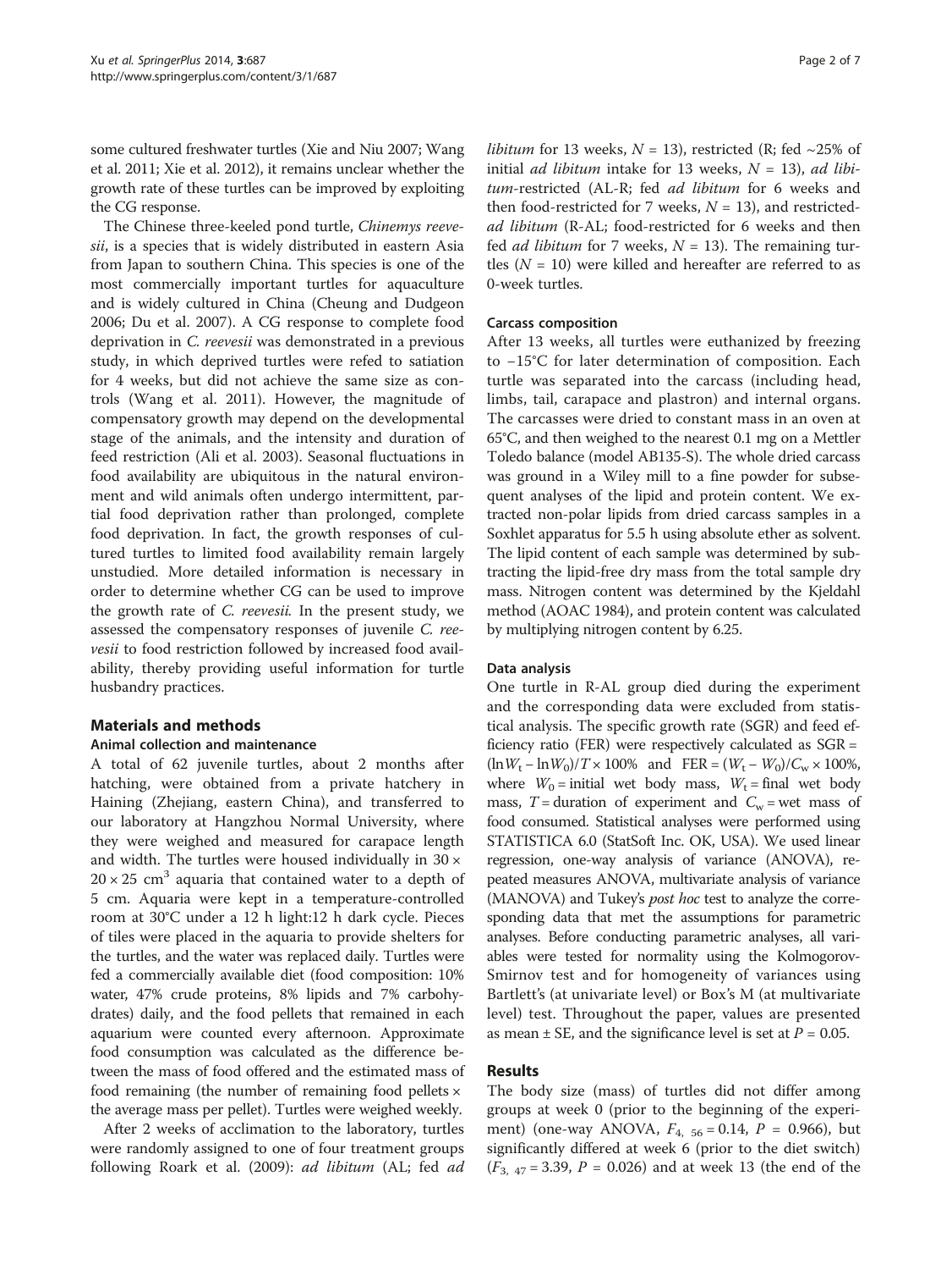some cultured freshwater turtles (Xie and Niu 2007; Wang et al. 2011; Xie et al. 2012), it remains unclear whether the growth rate of these turtles can be improved by exploiting the CG response.

The Chinese three-keeled pond turtle, *Chinemys reevesii*, is a species that is widely distributed in eastern Asia from Japan to southern China. This species is one of the most commercially important turtles for aquaculture and is widely cultured in China (Cheung and Dudgeon 2006; Du et al. 2007). A CG response to complete food deprivation in *C. reevesii* was demonstrated in a previous study, in which deprived turtles were refed to satiation for 4 weeks, but did not achieve the same size as controls (Wang et al. 2011). However, the magnitude of compensatory growth may depend on the developmental stage of the animals, and the intensity and duration of feed restriction (Ali et al. 2003). Seasonal fluctuations in food availability are ubiquitous in the natural environment and wild animals often undergo intermittent, partial food deprivation rather than prolonged, complete food deprivation. In fact, the growth responses of cultured turtles to limited food availability remain largely unstudied. More detailed information is necessary in order to determine whether CG can be used to improve the growth rate of *C. reevesii*. In the present study, we assessed the compensatory responses of juvenile *C. reevesii* to food restriction followed by increased food availability, thereby providing useful information for turtle husbandry practices.

## Materials and methods

### Animal collection and maintenance

A total of 62 juvenile turtles, about 2 months after hatching, were obtained from a private hatchery in Haining (Zhejiang, eastern China), and transferred to our laboratory at Hangzhou Normal University, where they were weighed and measured for carapace length and width. The turtles were housed individually in $30 \times 20 \times 25$ cm$^3$ aquaria that contained water to a depth of 5 cm. Aquaria were kept in a temperature-controlled room at 30°C under a 12 h light:12 h dark cycle. Pieces of tiles were placed in the aquaria to provide shelters for the turtles, and the water was replaced daily. Turtles were fed a commercially available diet (food composition: 10% water, 47% crude proteins, 8% lipids and 7% carbohydrates) daily, and the food pellets that remained in each aquarium were counted every afternoon. Approximate food consumption was calculated as the difference between the mass of food offered and the estimated mass of food remaining (the number of remaining food pellets × the average mass per pellet). Turtles were weighed weekly.

After 2 weeks of acclimation to the laboratory, turtles were randomly assigned to one of four treatment groups following Roark et al. (2009): *ad libitum* (AL; fed *ad libitum* for 13 weeks, $N = 13$), restricted (R; fed ~25% of initial *ad libitum* intake for 13 weeks, $N = 13$), *ad libitum*-restricted (AL-R; fed *ad libitum* for 6 weeks and then food-restricted for 7 weeks, $N = 13$), and restricted-*ad libitum* (R-AL; food-restricted for 6 weeks and then fed *ad libitum* for 7 weeks, $N = 13$). The remaining turtles ($N = 10$) were killed and hereafter are referred to as 0-week turtles.

### Carcass composition

After 13 weeks, all turtles were euthanized by freezing to −15°C for later determination of composition. Each turtle was separated into the carcass (including head, limbs, tail, carapace and plastron) and internal organs. The carcasses were dried to constant mass in an oven at 65°C, and then weighed to the nearest 0.1 mg on a Mettler Toledo balance (model AB135-S). The whole dried carcass was ground in a Wiley mill to a fine powder for subsequent analyses of the lipid and protein content. We extracted non-polar lipids from dried carcass samples in a Soxhlet apparatus for 5.5 h using absolute ether as solvent. The lipid content of each sample was determined by subtracting the lipid-free dry mass from the total sample dry mass. Nitrogen content was determined by the Kjeldahl method (AOAC 1984), and protein content was calculated by multiplying nitrogen content by 6.25.

### Data analysis

One turtle in R-AL group died during the experiment and the corresponding data were excluded from statistical analysis. The specific growth rate (SGR) and feed efficiency ratio (FER) were respectively calculated as $\mathrm{SGR} = (\ln W_t - \ln W_0)/T \times 100\%$ and $\mathrm{FER} = (W_t - W_0)/C_w \times 100\%$, where $W_0$ = initial wet body mass, $W_t$ = final wet body mass, $T$ = duration of experiment and $C_w$ = wet mass of food consumed. Statistical analyses were performed using STATISTICA 6.0 (StatSoft Inc. OK, USA). We used linear regression, one-way analysis of variance (ANOVA), repeated measures ANOVA, multivariate analysis of variance (MANOVA) and Tukey's *post hoc* test to analyze the corresponding data that met the assumptions for parametric analyses. Before conducting parametric analyses, all variables were tested for normality using the Kolmogorov-Smirnov test and for homogeneity of variances using Bartlett's (at univariate level) or Box's M (at multivariate level) test. Throughout the paper, values are presented as mean ± SE, and the significance level is set at $P = 0.05$.

## Results

The body size (mass) of turtles did not differ among groups at week 0 (prior to the beginning of the experiment) (one-way ANOVA, $F_{4,\ 56} = 0.14$, $P = 0.966$), but significantly differed at week 6 (prior to the diet switch) ($F_{3,\ 47} = 3.39$, $P = 0.026$) and at week 13 (the end of the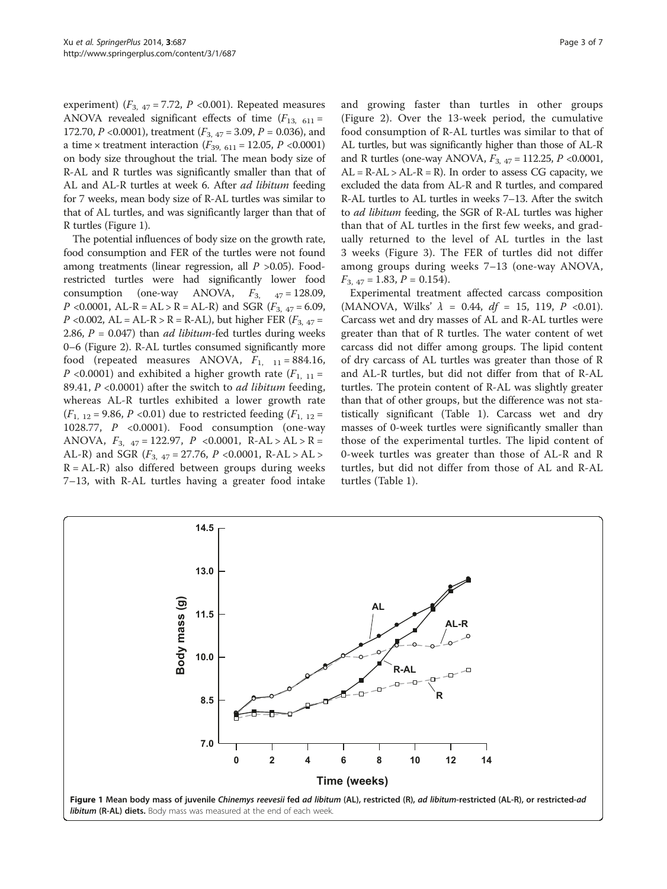experiment) ($F_{3,\ 47}$ = 7.72, $P$ <0.001). Repeated measures ANOVA revealed significant effects of time ($F_{13,\ 611}$ = 172.70, $P$ <0.0001), treatment ($F_{3,\ 47}$ = 3.09, $P$ = 0.036), and a time × treatment interaction ($F_{39,\ 611}$ = 12.05, $P$ <0.0001) on body size throughout the trial. The mean body size of R-AL and R turtles was significantly smaller than that of AL and AL-R turtles at week 6. After *ad libitum* feeding for 7 weeks, mean body size of R-AL turtles was similar to that of AL turtles, and was significantly larger than that of R turtles (Figure 1).

The potential influences of body size on the growth rate, food consumption and FER of the turtles were not found among treatments (linear regression, all $P$ >0.05). Food-restricted turtles were had significantly lower food consumption (one-way ANOVA, $F_{3,\ 47}$ = 128.09, $P$ <0.0001, AL-R = AL > R = AL-R) and SGR ($F_{3,\ 47}$ = 6.09, $P$ <0.002, AL = AL-R > R = R-AL), but higher FER ($F_{3,\ 47}$ = 2.86, $P$ = 0.047) than *ad libitum*-fed turtles during weeks 0–6 (Figure 2). R-AL turtles consumed significantly more food (repeated measures ANOVA, $F_{1,\ 11}$ = 884.16, $P$ <0.0001) and exhibited a higher growth rate ($F_{1,\ 11}$ = 89.41, $P$ <0.0001) after the switch to *ad libitum* feeding, whereas AL-R turtles exhibited a lower growth rate ($F_{1,\ 12}$ = 9.86, $P$ <0.01) due to restricted feeding ($F_{1,\ 12}$ = 1028.77, $P$ <0.0001). Food consumption (one-way ANOVA, $F_{3,\ 47}$ = 122.97, $P$ <0.0001, R-AL > AL > R = AL-R) and SGR ($F_{3,\ 47}$ = 27.76, $P$ <0.0001, R-AL > AL > R = AL-R) also differed between groups during weeks 7–13, with R-AL turtles having a greater food intake and growing faster than turtles in other groups (Figure 2). Over the 13-week period, the cumulative food consumption of R-AL turtles was similar to that of AL turtles, but was significantly higher than those of AL-R and R turtles (one-way ANOVA, $F_{3,\ 47}$ = 112.25, $P$ <0.0001, AL = R-AL > AL-R = R). In order to assess CG capacity, we excluded the data from AL-R and R turtles, and compared R-AL turtles to AL turtles in weeks 7–13. After the switch to *ad libitum* feeding, the SGR of R-AL turtles was higher than that of AL turtles in the first few weeks, and gradually returned to the level of AL turtles in the last 3 weeks (Figure 3). The FER of turtles did not differ among groups during weeks 7–13 (one-way ANOVA, $F_{3,\ 47}$ = 1.83, $P$ = 0.154).

Experimental treatment affected carcass composition (MANOVA, Wilks' $\lambda$ = 0.44, $df$ = 15, 119, $P$ <0.01). Carcass wet and dry masses of AL and R-AL turtles were greater than that of R turtles. The water content of wet carcass did not differ among groups. The lipid content of dry carcass of AL turtles was greater than those of R and AL-R turtles, but did not differ from that of R-AL turtles. The protein content of R-AL was slightly greater than that of other groups, but the difference was not statistically significant (Table 1). Carcass wet and dry masses of 0-week turtles were significantly smaller than those of the experimental turtles. The lipid content of 0-week turtles was greater than those of AL-R and R turtles, but did not differ from those of AL and R-AL turtles (Table 1).

**Figure 1 Mean body mass of juvenile *Chinemys reevesii* fed *ad libitum* (AL), restricted (R), *ad libitum*-restricted (AL-R), or restricted-*ad libitum* (R-AL) diets.** Body mass was measured at the end of each week.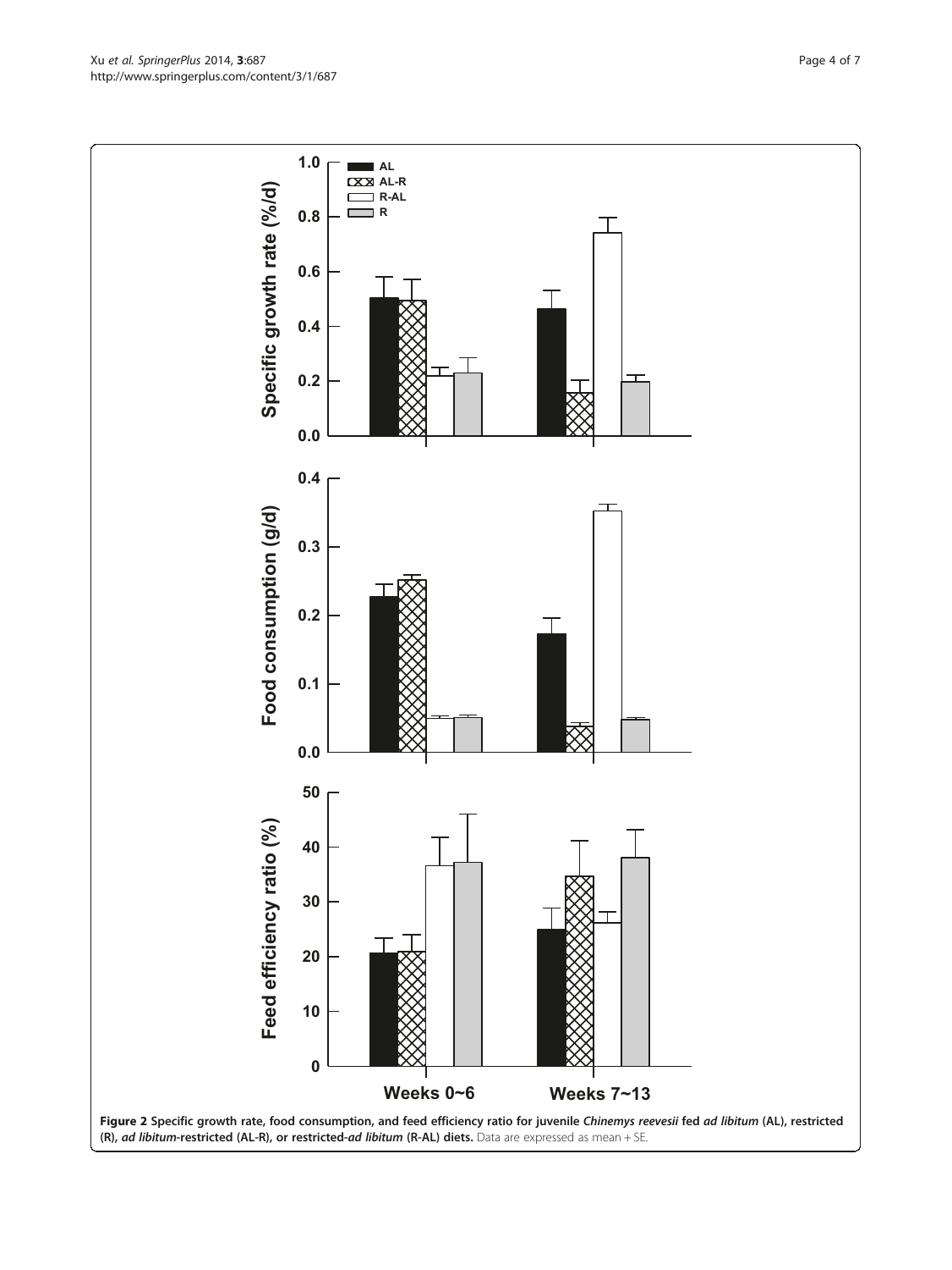**Figure 2 Specific growth rate, food consumption, and feed efficiency ratio for juvenile *Chinemys reevesii* fed *ad libitum* (AL), restricted (R), *ad libitum*-restricted (AL-R), or restricted-*ad libitum* (R-AL) diets.** Data are expressed as mean + SE.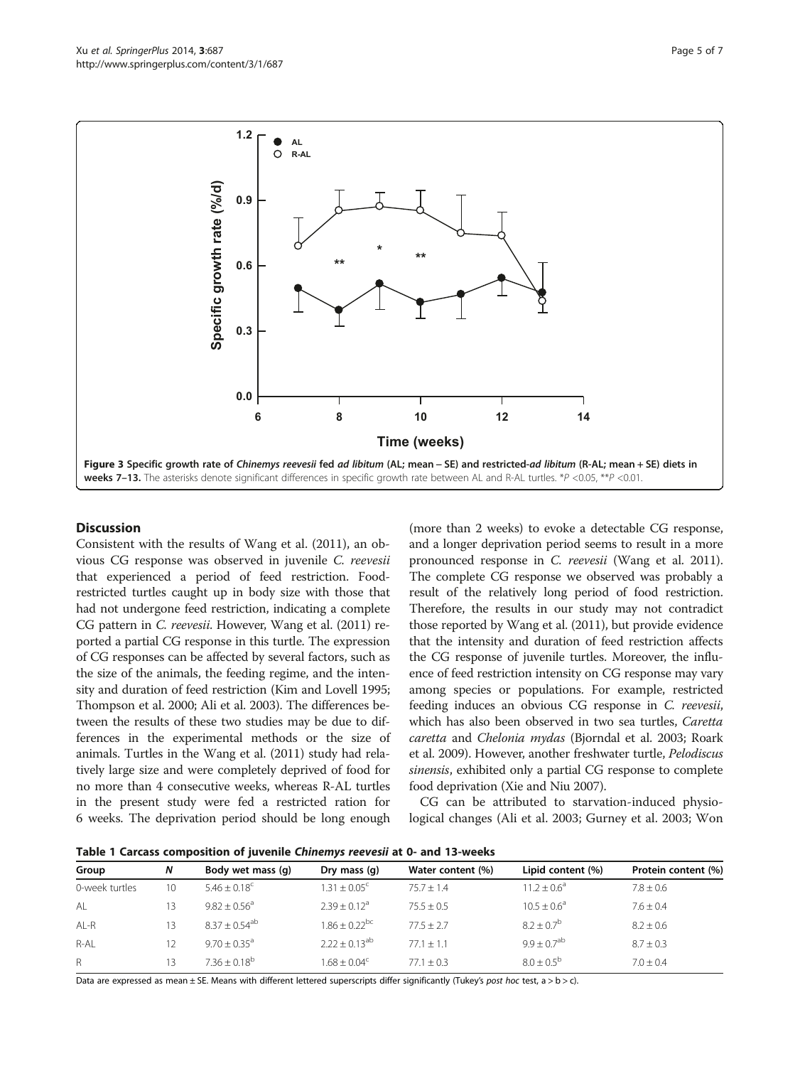Figure 3 Specific growth rate of *Chinemys reevesii* fed *ad libitum* (AL; mean – SE) and restricted-*ad libitum* (R-AL; mean + SE) diets in weeks 7–13. The asterisks denote significant differences in specific growth rate between AL and R-AL turtles. *$P$ <0.05, **$P$ <0.01.

## Discussion

Consistent with the results of Wang et al. (2011), an obvious CG response was observed in juvenile *C. reevesii* that experienced a period of feed restriction. Food-restricted turtles caught up in body size with those that had not undergone feed restriction, indicating a complete CG pattern in *C. reevesii*. However, Wang et al. (2011) reported a partial CG response in this turtle. The expression of CG responses can be affected by several factors, such as the size of the animals, the feeding regime, and the intensity and duration of feed restriction (Kim and Lovell 1995; Thompson et al. 2000; Ali et al. 2003). The differences between the results of these two studies may be due to differences in the experimental methods or the size of animals. Turtles in the Wang et al. (2011) study had relatively large size and were completely deprived of food for no more than 4 consecutive weeks, whereas R-AL turtles in the present study were fed a restricted ration for 6 weeks. The deprivation period should be long enough (more than 2 weeks) to evoke a detectable CG response, and a longer deprivation period seems to result in a more pronounced response in *C. reevesii* (Wang et al. 2011). The complete CG response we observed was probably a result of the relatively long period of food restriction. Therefore, the results in our study may not contradict those reported by Wang et al. (2011), but provide evidence that the intensity and duration of feed restriction affects the CG response of juvenile turtles. Moreover, the influence of feed restriction intensity on CG response may vary among species or populations. For example, restricted feeding induces an obvious CG response in *C. reevesii*, which has also been observed in two sea turtles, *Caretta caretta* and *Chelonia mydas* (Bjorndal et al. 2003; Roark et al. 2009). However, another freshwater turtle, *Pelodiscus sinensis*, exhibited only a partial CG response to complete food deprivation (Xie and Niu 2007).

CG can be attributed to starvation-induced physiological changes (Ali et al. 2003; Gurney et al. 2003; Won

**Table 1 Carcass composition of juvenile *Chinemys reevesii* at 0- and 13-weeks**

| Group | N | Body wet mass (g) | Dry mass (g) | Water content (%) | Lipid content (%) | Protein content (%) |
|---|---|---|---|---|---|---|
| 0-week turtles | 10 | $5.46 \pm 0.18^{c}$ | $1.31 \pm 0.05^{c}$ | $75.7 \pm 1.4$ | $11.2 \pm 0.6^{a}$ | $7.8 \pm 0.6$ |
| AL | 13 | $9.82 \pm 0.56^{a}$ | $2.39 \pm 0.12^{a}$ | $75.5 \pm 0.5$ | $10.5 \pm 0.6^{a}$ | $7.6 \pm 0.4$ |
| AL-R | 13 | $8.37 \pm 0.54^{ab}$ | $1.86 \pm 0.22^{bc}$ | $77.5 \pm 2.7$ | $8.2 \pm 0.7^{b}$ | $8.2 \pm 0.6$ |
| R-AL | 12 | $9.70 \pm 0.35^{a}$ | $2.22 \pm 0.13^{ab}$ | $77.1 \pm 1.1$ | $9.9 \pm 0.7^{ab}$ | $8.7 \pm 0.3$ |
| R | 13 | $7.36 \pm 0.18^{b}$ | $1.68 \pm 0.04^{c}$ | $77.1 \pm 0.3$ | $8.0 \pm 0.5^{b}$ | $7.0 \pm 0.4$ |

Data are expressed as mean ± SE. Means with different lettered superscripts differ significantly (Tukey's *post hoc* test, a > b > c).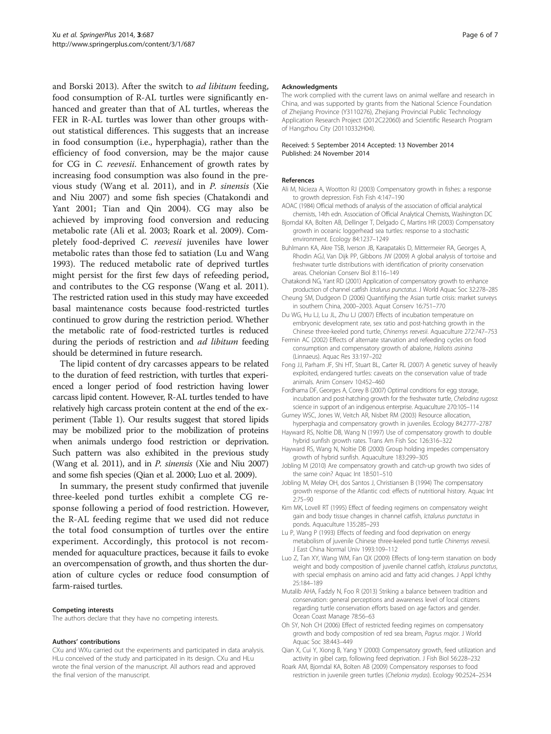and Borski 2013). After the switch to *ad libitum* feeding, food consumption of R-AL turtles were significantly enhanced and greater than that of AL turtles, whereas the FER in R-AL turtles was lower than other groups without statistical differences. This suggests that an increase in food consumption (i.e., hyperphagia), rather than the efficiency of food conversion, may be the major cause for CG in *C. reevesii*. Enhancement of growth rates by increasing food consumption was also found in the previous study (Wang et al. 2011), and in *P. sinensis* (Xie and Niu 2007) and some fish species (Chatakondi and Yant 2001; Tian and Qin 2004). CG may also be achieved by improving food conversion and reducing metabolic rate (Ali et al. 2003; Roark et al. 2009). Completely food-deprived *C. reevesii* juveniles have lower metabolic rates than those fed to satiation (Lu and Wang 1993). The reduced metabolic rate of deprived turtles might persist for the first few days of refeeding period, and contributes to the CG response (Wang et al. 2011). The restricted ration used in this study may have exceeded basal maintenance costs because food-restricted turtles continued to grow during the restriction period. Whether the metabolic rate of food-restricted turtles is reduced during the periods of restriction and *ad libitum* feeding should be determined in future research.

The lipid content of dry carcasses appears to be related to the duration of feed restriction, with turtles that experienced a longer period of food restriction having lower carcass lipid content. However, R-AL turtles tended to have relatively high carcass protein content at the end of the experiment (Table 1). Our results suggest that stored lipids may be mobilized prior to the mobilization of proteins when animals undergo food restriction or deprivation. Such pattern was also exhibited in the previous study (Wang et al. 2011), and in *P. sinensis* (Xie and Niu 2007) and some fish species (Qian et al. 2000; Luo et al. 2009).

In summary, the present study confirmed that juvenile three-keeled pond turtles exhibit a complete CG response following a period of food restriction. However, the R-AL feeding regime that we used did not reduce the total food consumption of turtles over the entire experiment. Accordingly, this protocol is not recommended for aquaculture practices, because it fails to evoke an overcompensation of growth, and thus shorten the duration of culture cycles or reduce food consumption of farm-raised turtles.

#### Competing interests
The authors declare that they have no competing interests.

#### Authors' contributions
CXu and WXu carried out the experiments and participated in data analysis. HLu conceived of the study and participated in its design. CXu and HLu wrote the final version of the manuscript. All authors read and approved the final version of the manuscript.

#### Acknowledgments
The work complied with the current laws on animal welfare and research in China, and was supported by grants from the National Science Foundation of Zhejiang Province (Y3110276), Zhejiang Provincial Public Technology Application Research Project (2012C22060) and Scientific Research Program of Hangzhou City (20110332H04).

Received: 5 September 2014 Accepted: 13 November 2014
Published: 24 November 2014

#### References
Ali M, Nicieza A, Wootton RJ (2003) Compensatory growth in fishes: a response to growth depression. Fish Fish 4:147–190

AOAC (1984) Official methods of analysis of the association of official analytical chemists, 14th edn. Association of Official Analytical Chemists, Washington DC

Bjorndal KA, Bolten AB, Dellinger T, Delgado C, Martins HR (2003) Compensatory growth in oceanic loggerhead sea turtles: response to a stochastic environment. Ecology 84:1237–1249

Buhlmann KA, Akre TSB, Iverson JB, Karapatakis D, Mittermeier RA, Georges A, Rhodin AGJ, Van Dijk PP, Gibbons JW (2009) A global analysis of tortoise and freshwater turtle distributions with identification of priority conservation areas. Chelonian Conserv Biol 8:116–149

Chatakondi NG, Yant RD (2001) Application of compensatory growth to enhance production of channel catfish *Ictalurus punctatus*. J World Aquac Soc 32:278–285

Cheung SM, Dudgeon D (2006) Quantifying the Asian turtle crisis: market surveys in southern China, 2000–2003. Aquat Conserv 16:751–770

Du WG, Hu LJ, Lu JL, Zhu LJ (2007) Effects of incubation temperature on embryonic development rate, sex ratio and post-hatching growth in the Chinese three-keeled pond turtle, *Chinemys reevesii*. Aquaculture 272:747–753

Fermin AC (2002) Effects of alternate starvation and refeeding cycles on food consumption and compensatory growth of abalone, *Haliotis asinina* (Linnaeus). Aquac Res 33:197–202

Fong JJ, Parham JF, Shi HT, Stuart BL, Carter RL (2007) A genetic survey of heavily exploited, endangered turtles: caveats on the conservation value of trade animals. Anim Conserv 10:452–460

Fordhama DF, Georges A, Corey B (2007) Optimal conditions for egg storage, incubation and post-hatching growth for the freshwater turtle, *Chelodina rugosa*: science in support of an indigenous enterprise. Aquaculture 270:105–114

Gurney WSC, Jones W, Veitch AR, Nisbet RM (2003) Resource allocation, hyperphagia and compensatory growth in juveniles. Ecology 84:2777–2787

Hayward RS, Noltie DB, Wang N (1997) Use of compensatory growth to double hybrid sunfish growth rates. Trans Am Fish Soc 126:316–322

Hayward RS, Wang N, Noltie DB (2000) Group holding impedes compensatory growth of hybrid sunfish. Aquaculture 183:299–305

Jobling M (2010) Are compensatory growth and catch-up growth two sides of the same coin? Aquac Int 18:501–510

Jobling M, Meløy OH, dos Santos J, Christiansen B (1994) The compensatory growth response of the Atlantic cod: effects of nutritional history. Aquac Int 2:75–90

Kim MK, Lovell RT (1995) Effect of feeding regimens on compensatory weight gain and body tissue changes in channel catfish, *Ictalurus punctatus* in ponds. Aquaculture 135:285–293

Lu P, Wang P (1993) Effects of feeding and food deprivation on energy metabolism of juvenile Chinese three-keeled pond turtle *Chinemys reevesii*. J East China Normal Univ 1993:109–112

Luo Z, Tan XY, Wang WM, Fan QX (2009) Effects of long-term starvation on body weight and body composition of juvenile channel catfish, *Ictalurus punctatus*, with special emphasis on amino acid and fatty acid changes. J Appl Ichthy 25:184–189

Mutalib AHA, Fadzly N, Foo R (2013) Striking a balance between tradition and conservation: general perceptions and awareness level of local citizens regarding turtle conservation efforts based on age factors and gender. Ocean Coast Manage 78:56–63

Oh SY, Noh CH (2006) Effect of restricted feeding regimes on compensatory growth and body composition of red sea bream, *Pagrus major*. J World Aquac Soc 38:443–449

Qian X, Cui Y, Xiong B, Yang Y (2000) Compensatory growth, feed utilization and activity in gibel carp, following feed deprivation. J Fish Biol 56:228–232

Roark AM, Bjorndal KA, Bolten AB (2009) Compensatory responses to food restriction in juvenile green turtles (*Chelonia mydas*). Ecology 90:2524–2534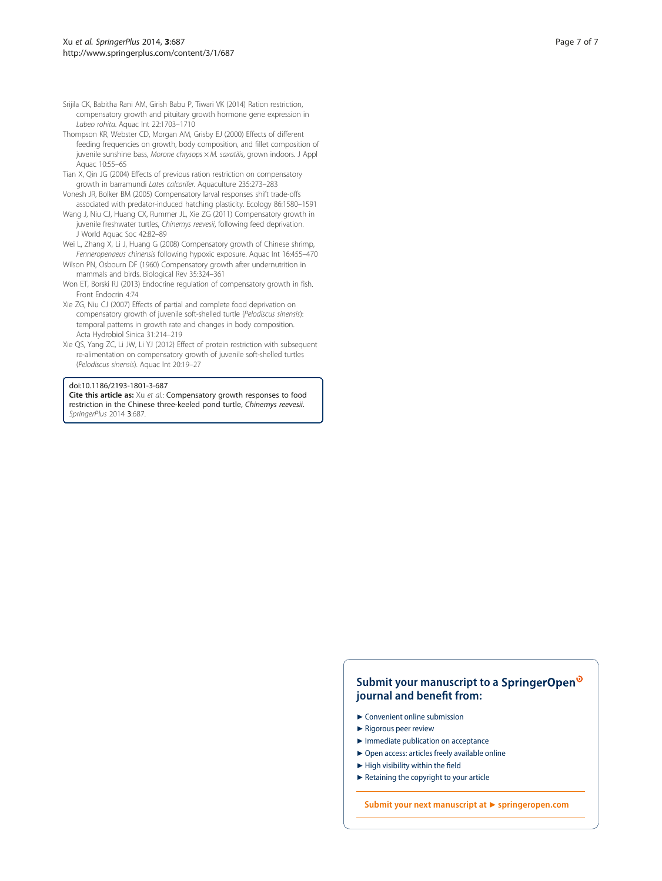Srijila CK, Babitha Rani AM, Girish Babu P, Tiwari VK (2014) Ration restriction, compensatory growth and pituitary growth hormone gene expression in *Labeo rohita*. Aquac Int 22:1703–1710

Thompson KR, Webster CD, Morgan AM, Grisby EJ (2000) Effects of different feeding frequencies on growth, body composition, and fillet composition of juvenile sunshine bass, *Morone chrysops* × *M. saxatilis*, grown indoors. J Appl Aquac 10:55–65

Tian X, Qin JG (2004) Effects of previous ration restriction on compensatory growth in barramundi *Lates calcarifer*. Aquaculture 235:273–283

Vonesh JR, Bolker BM (2005) Compensatory larval responses shift trade-offs associated with predator-induced hatching plasticity. Ecology 86:1580–1591

Wang J, Niu CJ, Huang CX, Rummer JL, Xie ZG (2011) Compensatory growth in juvenile freshwater turtles, *Chinemys reevesii*, following feed deprivation. J World Aquac Soc 42:82–89

Wei L, Zhang X, Li J, Huang G (2008) Compensatory growth of Chinese shrimp, *Fenneropenaeus chinensis* following hypoxic exposure. Aquac Int 16:455–470

Wilson PN, Osbourn DF (1960) Compensatory growth after undernutrition in mammals and birds. Biological Rev 35:324–361

Won ET, Borski RJ (2013) Endocrine regulation of compensatory growth in fish. Front Endocrin 4:74

Xie ZG, Niu CJ (2007) Effects of partial and complete food deprivation on compensatory growth of juvenile soft-shelled turtle (*Pelodiscus sinensis*): temporal patterns in growth rate and changes in body composition. Acta Hydrobiol Sinica 31:214–219

Xie QS, Yang ZC, Li JW, Li YJ (2012) Effect of protein restriction with subsequent re-alimentation on compensatory growth of juvenile soft-shelled turtles (*Pelodiscus sinensis*). Aquac Int 20:19–27

doi:10.1186/2193-1801-3-687
**Cite this article as:** Xu *et al.*: Compensatory growth responses to food restriction in the Chinese three-keeled pond turtle, *Chinemys reevesii*. *SpringerPlus* 2014 **3**:687.

**Submit your manuscript to a SpringerOpen journal and benefit from:**

- ► Convenient online submission
- ► Rigorous peer review
- ► Immediate publication on acceptance
- ► Open access: articles freely available online
- ► High visibility within the field
- ► Retaining the copyright to your article

**Submit your next manuscript at ► springeropen.com**